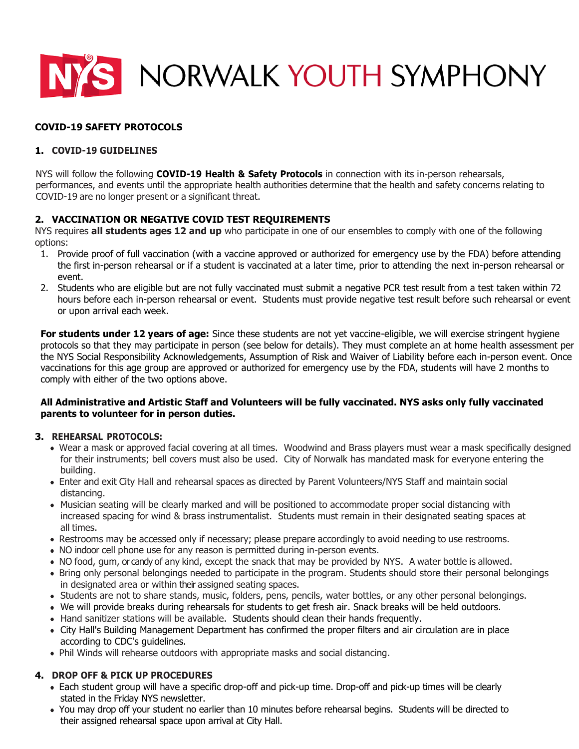# NORWALK YOUTH SYMPHONY

## COVID-19 SAFETY PROTOCOLS

### 1. COVID-19 GUIDELINES

NYS will follow the following **COVID-19 Health & Safety Protocols** in connection with its in-person rehearsals, performances, and events until the appropriate health authorities determine that the health and safety concerns relating to COVID-19 are no longer present or a significant threat.

### 2. VACCINATION OR NEGATIVE COVID TEST REQUIREMENTS

NYS requires **all students ages 12 and up** who participate in one of our ensembles to comply with one of the following options:

1. Provide proof of full vaccination (with a vaccine approved or authorized for emergency use by the FDA) before attending the first in-person rehearsal or if a student is vaccinated at a later time, prior to attending the next in-person rehearsal or event.
2. Students who are eligible but are not fully vaccinated must submit a negative PCR test result from a test taken within 72 hours before each in-person rehearsal or event. Students must provide negative test result before such rehearsal or event or upon arrival each week.

**For students under 12 years of age:** Since these students are not yet vaccine-eligible, we will exercise stringent hygiene protocols so that they may participate in person (see below for details). They must complete an at home health assessment per the NYS Social Responsibility Acknowledgements, Assumption of Risk and Waiver of Liability before each in-person event. Once vaccinations for this age group are approved or authorized for emergency use by the FDA, students will have 2 months to comply with either of the two options above.

**All Administrative and Artistic Staff and Volunteers will be fully vaccinated. NYS asks only fully vaccinated parents to volunteer for in person duties.**

### 3. REHEARSAL PROTOCOLS:

- Wear a mask or approved facial covering at all times. Woodwind and Brass players must wear a mask specifically designed for their instruments; bell covers must also be used. City of Norwalk has mandated mask for everyone entering the building.
- Enter and exit City Hall and rehearsal spaces as directed by Parent Volunteers/NYS Staff and maintain social distancing.
- Musician seating will be clearly marked and will be positioned to accommodate proper social distancing with increased spacing for wind & brass instrumentalist. Students must remain in their designated seating spaces at all times.
- Restrooms may be accessed only if necessary; please prepare accordingly to avoid needing to use restrooms.
- NO indoor cell phone use for any reason is permitted during in-person events.
- NO food, gum, or candy of any kind, except the snack that may be provided by NYS. A water bottle is allowed.
- Bring only personal belongings needed to participate in the program. Students should store their personal belongings in designated area or within their assigned seating spaces.
- Students are not to share stands, music, folders, pens, pencils, water bottles, or any other personal belongings.
- We will provide breaks during rehearsals for students to get fresh air. Snack breaks will be held outdoors.
- Hand sanitizer stations will be available. Students should clean their hands frequently.
- City Hall's Building Management Department has confirmed the proper filters and air circulation are in place according to CDC's guidelines.
- Phil Winds will rehearse outdoors with appropriate masks and social distancing.

### 4. DROP OFF & PICK UP PROCEDURES

- Each student group will have a specific drop-off and pick-up time. Drop-off and pick-up times will be clearly stated in the Friday NYS newsletter.
- You may drop off your student no earlier than 10 minutes before rehearsal begins. Students will be directed to their assigned rehearsal space upon arrival at City Hall.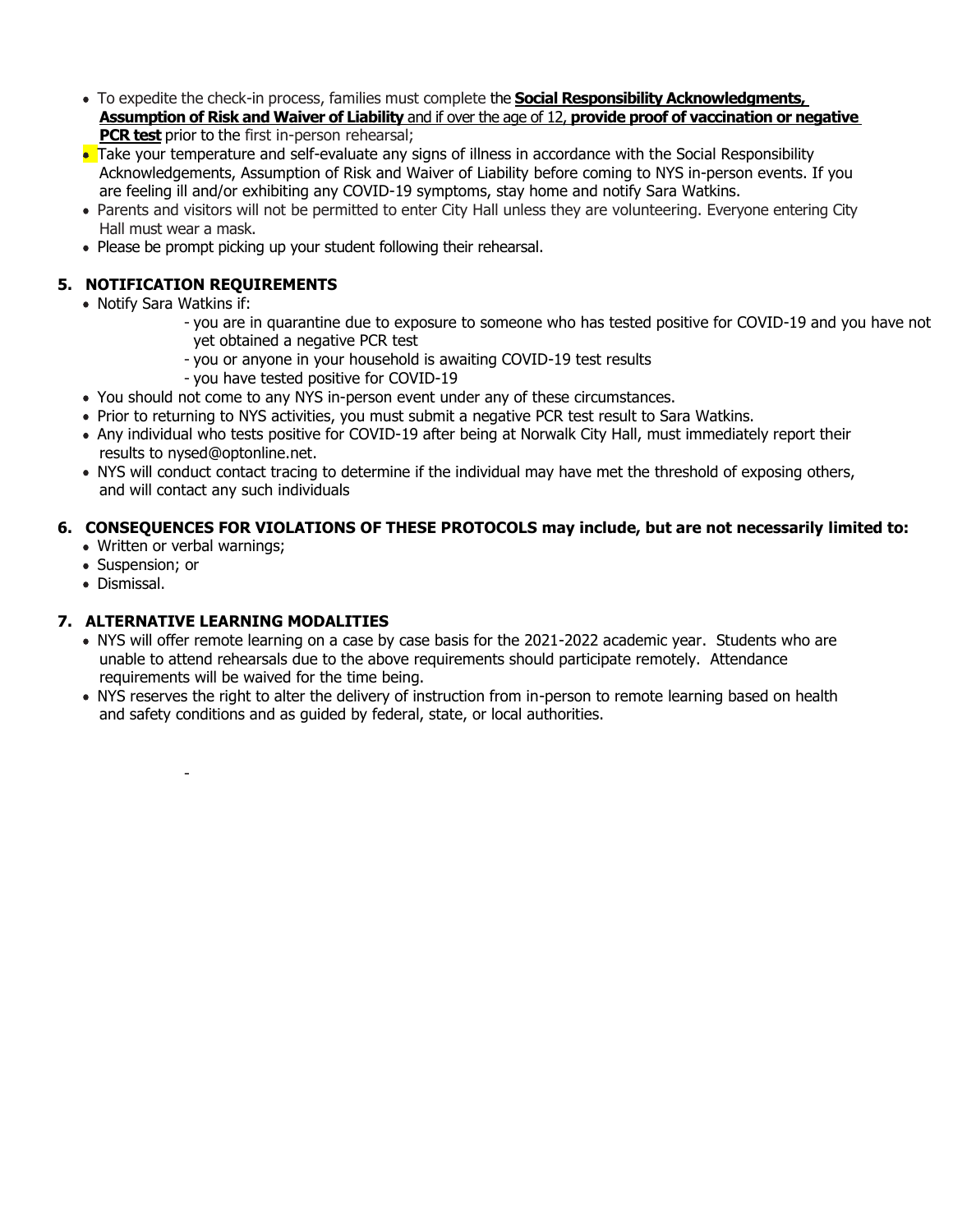- To expedite the check-in process, families must complete the **Social Responsibility Acknowledgments, Assumption of Risk and Waiver of Liability** and if over the age of 12, **provide proof of vaccination or negative PCR test** prior to the first in-person rehearsal;
- Take your temperature and self-evaluate any signs of illness in accordance with the Social Responsibility Acknowledgements, Assumption of Risk and Waiver of Liability before coming to NYS in-person events. If you are feeling ill and/or exhibiting any COVID-19 symptoms, stay home and notify Sara Watkins.
- Parents and visitors will not be permitted to enter City Hall unless they are volunteering. Everyone entering City Hall must wear a mask.
- Please be prompt picking up your student following their rehearsal.

## 5. NOTIFICATION REQUIREMENTS

- Notify Sara Watkins if:
  - you are in quarantine due to exposure to someone who has tested positive for COVID-19 and you have not yet obtained a negative PCR test
  - you or anyone in your household is awaiting COVID-19 test results
  - you have tested positive for COVID-19
- You should not come to any NYS in-person event under any of these circumstances.
- Prior to returning to NYS activities, you must submit a negative PCR test result to Sara Watkins.
- Any individual who tests positive for COVID-19 after being at Norwalk City Hall, must immediately report their results to nysed@optonline.net.
- NYS will conduct contact tracing to determine if the individual may have met the threshold of exposing others, and will contact any such individuals

## 6. CONSEQUENCES FOR VIOLATIONS OF THESE PROTOCOLS may include, but are not necessarily limited to:

- Written or verbal warnings;
- Suspension; or
- Dismissal.

## 7. ALTERNATIVE LEARNING MODALITIES

- NYS will offer remote learning on a case by case basis for the 2021-2022 academic year. Students who are unable to attend rehearsals due to the above requirements should participate remotely. Attendance requirements will be waived for the time being.
- NYS reserves the right to alter the delivery of instruction from in-person to remote learning based on health and safety conditions and as guided by federal, state, or local authorities.

-